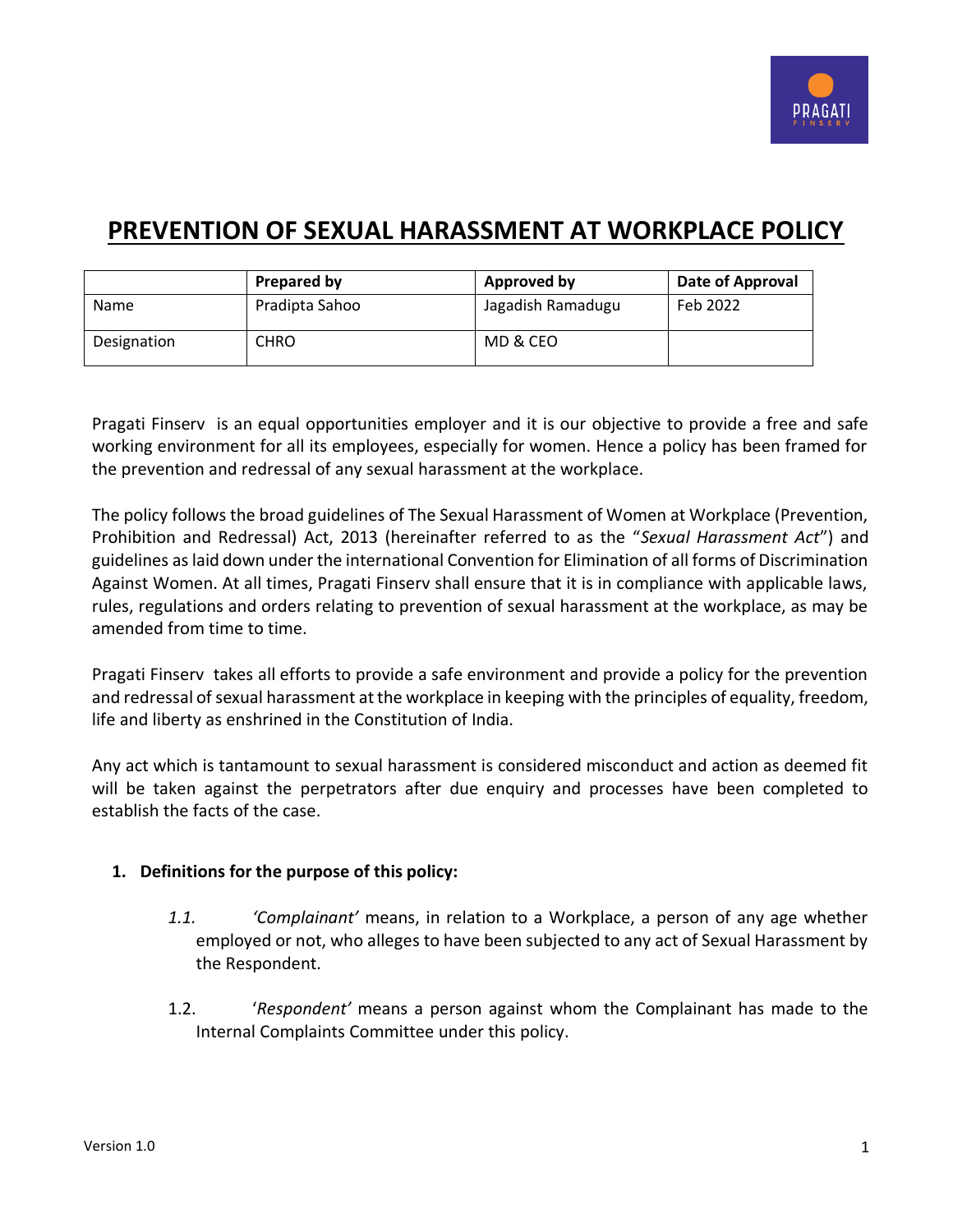# PREVENTION OF SEXUAL HARASSMENT AT WORKPLACE POLICY

| | Prepared by | Approved by | Date of Approval |
|---|---|---|---|
| Name | Pradipta Sahoo | Jagadish Ramadugu | Feb 2022 |
| Designation | CHRO | MD & CEO | |

Pragati Finserv is an equal opportunities employer and it is our objective to provide a free and safe working environment for all its employees, especially for women. Hence a policy has been framed for the prevention and redressal of any sexual harassment at the workplace.

The policy follows the broad guidelines of The Sexual Harassment of Women at Workplace (Prevention, Prohibition and Redressal) Act, 2013 (hereinafter referred to as the "*Sexual Harassment Act*") and guidelines as laid down under the international Convention for Elimination of all forms of Discrimination Against Women. At all times, Pragati Finserv shall ensure that it is in compliance with applicable laws, rules, regulations and orders relating to prevention of sexual harassment at the workplace, as may be amended from time to time.

Pragati Finserv takes all efforts to provide a safe environment and provide a policy for the prevention and redressal of sexual harassment at the workplace in keeping with the principles of equality, freedom, life and liberty as enshrined in the Constitution of India.

Any act which is tantamount to sexual harassment is considered misconduct and action as deemed fit will be taken against the perpetrators after due enquiry and processes have been completed to establish the facts of the case.

1. **Definitions for the purpose of this policy:**

   *1.1.* *'Complainant'* means, in relation to a Workplace, a person of any age whether employed or not, who alleges to have been subjected to any act of Sexual Harassment by the Respondent.

   1.2. '*Respondent'* means a person against whom the Complainant has made to the Internal Complaints Committee under this policy.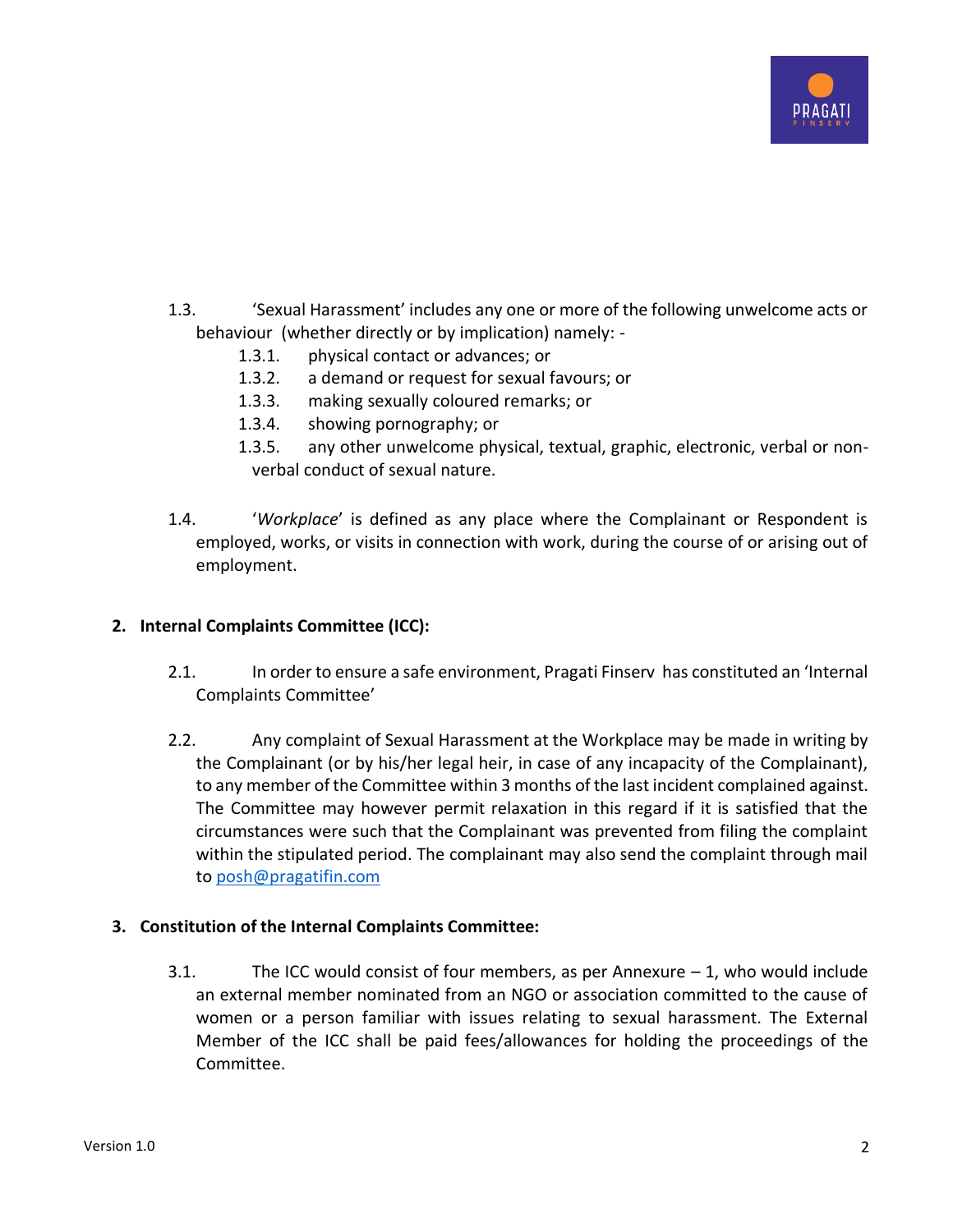1.3. 'Sexual Harassment' includes any one or more of the following unwelcome acts or behaviour (whether directly or by implication) namely: -

1.3.1. physical contact or advances; or
1.3.2. a demand or request for sexual favours; or
1.3.3. making sexually coloured remarks; or
1.3.4. showing pornography; or
1.3.5. any other unwelcome physical, textual, graphic, electronic, verbal or non-verbal conduct of sexual nature.

1.4. '*Workplace*' is defined as any place where the Complainant or Respondent is employed, works, or visits in connection with work, during the course of or arising out of employment.

## 2. Internal Complaints Committee (ICC):

2.1. In order to ensure a safe environment, Pragati Finserv has constituted an 'Internal Complaints Committee'

2.2. Any complaint of Sexual Harassment at the Workplace may be made in writing by the Complainant (or by his/her legal heir, in case of any incapacity of the Complainant), to any member of the Committee within 3 months of the last incident complained against. The Committee may however permit relaxation in this regard if it is satisfied that the circumstances were such that the Complainant was prevented from filing the complaint within the stipulated period. The complainant may also send the complaint through mail to posh@pragatifin.com

## 3. Constitution of the Internal Complaints Committee:

3.1. The ICC would consist of four members, as per Annexure – 1, who would include an external member nominated from an NGO or association committed to the cause of women or a person familiar with issues relating to sexual harassment. The External Member of the ICC shall be paid fees/allowances for holding the proceedings of the Committee.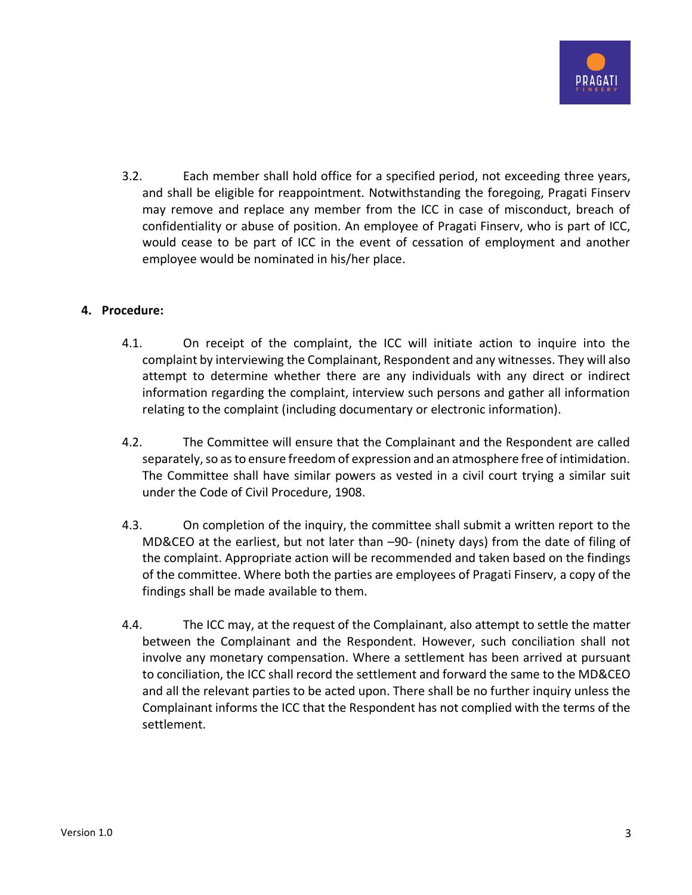3.2. Each member shall hold office for a specified period, not exceeding three years, and shall be eligible for reappointment. Notwithstanding the foregoing, Pragati Finserv may remove and replace any member from the ICC in case of misconduct, breach of confidentiality or abuse of position. An employee of Pragati Finserv, who is part of ICC, would cease to be part of ICC in the event of cessation of employment and another employee would be nominated in his/her place.

**4. Procedure:**

4.1. On receipt of the complaint, the ICC will initiate action to inquire into the complaint by interviewing the Complainant, Respondent and any witnesses. They will also attempt to determine whether there are any individuals with any direct or indirect information regarding the complaint, interview such persons and gather all information relating to the complaint (including documentary or electronic information).

4.2. The Committee will ensure that the Complainant and the Respondent are called separately, so as to ensure freedom of expression and an atmosphere free of intimidation. The Committee shall have similar powers as vested in a civil court trying a similar suit under the Code of Civil Procedure, 1908.

4.3. On completion of the inquiry, the committee shall submit a written report to the MD&CEO at the earliest, but not later than –90- (ninety days) from the date of filing of the complaint. Appropriate action will be recommended and taken based on the findings of the committee. Where both the parties are employees of Pragati Finserv, a copy of the findings shall be made available to them.

4.4. The ICC may, at the request of the Complainant, also attempt to settle the matter between the Complainant and the Respondent. However, such conciliation shall not involve any monetary compensation. Where a settlement has been arrived at pursuant to conciliation, the ICC shall record the settlement and forward the same to the MD&CEO and all the relevant parties to be acted upon. There shall be no further inquiry unless the Complainant informs the ICC that the Respondent has not complied with the terms of the settlement.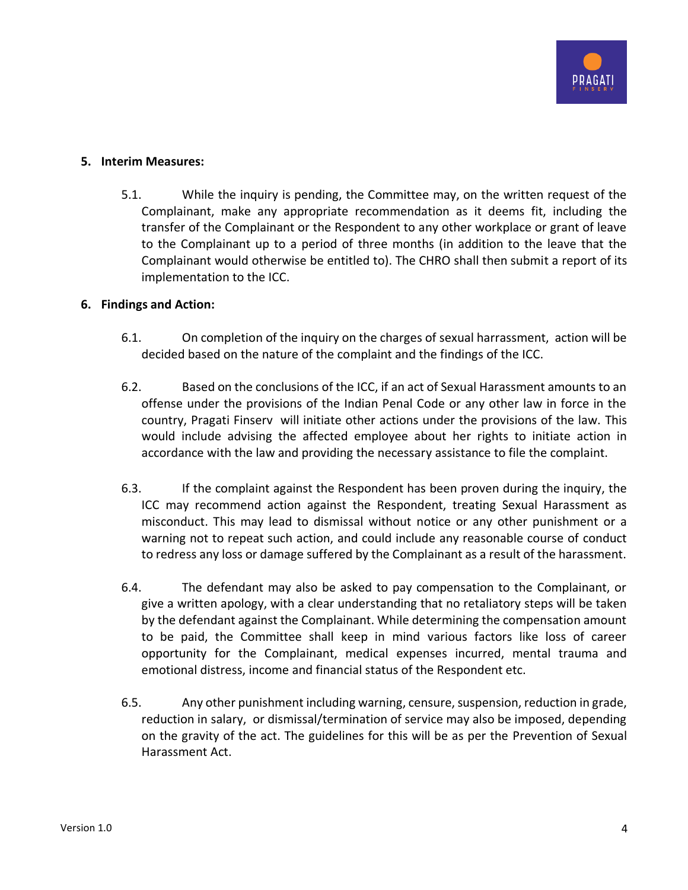5. **Interim Measures:**

    5.1. While the inquiry is pending, the Committee may, on the written request of the Complainant, make any appropriate recommendation as it deems fit, including the transfer of the Complainant or the Respondent to any other workplace or grant of leave to the Complainant up to a period of three months (in addition to the leave that the Complainant would otherwise be entitled to). The CHRO shall then submit a report of its implementation to the ICC.

6. **Findings and Action:**

    6.1. On completion of the inquiry on the charges of sexual harrassment, action will be decided based on the nature of the complaint and the findings of the ICC.

    6.2. Based on the conclusions of the ICC, if an act of Sexual Harassment amounts to an offense under the provisions of the Indian Penal Code or any other law in force in the country, Pragati Finserv will initiate other actions under the provisions of the law. This would include advising the affected employee about her rights to initiate action in accordance with the law and providing the necessary assistance to file the complaint.

    6.3. If the complaint against the Respondent has been proven during the inquiry, the ICC may recommend action against the Respondent, treating Sexual Harassment as misconduct. This may lead to dismissal without notice or any other punishment or a warning not to repeat such action, and could include any reasonable course of conduct to redress any loss or damage suffered by the Complainant as a result of the harassment.

    6.4. The defendant may also be asked to pay compensation to the Complainant, or give a written apology, with a clear understanding that no retaliatory steps will be taken by the defendant against the Complainant. While determining the compensation amount to be paid, the Committee shall keep in mind various factors like loss of career opportunity for the Complainant, medical expenses incurred, mental trauma and emotional distress, income and financial status of the Respondent etc.

    6.5. Any other punishment including warning, censure, suspension, reduction in grade, reduction in salary, or dismissal/termination of service may also be imposed, depending on the gravity of the act. The guidelines for this will be as per the Prevention of Sexual Harassment Act.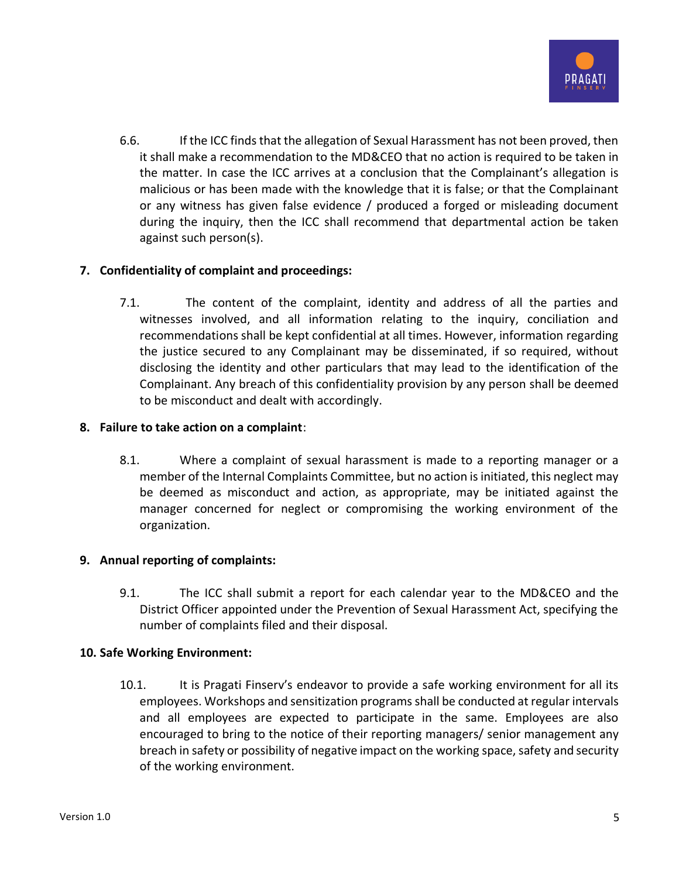6.6. If the ICC finds that the allegation of Sexual Harassment has not been proved, then it shall make a recommendation to the MD&CEO that no action is required to be taken in the matter. In case the ICC arrives at a conclusion that the Complainant's allegation is malicious or has been made with the knowledge that it is false; or that the Complainant or any witness has given false evidence / produced a forged or misleading document during the inquiry, then the ICC shall recommend that departmental action be taken against such person(s).

## 7. Confidentiality of complaint and proceedings:

7.1. The content of the complaint, identity and address of all the parties and witnesses involved, and all information relating to the inquiry, conciliation and recommendations shall be kept confidential at all times. However, information regarding the justice secured to any Complainant may be disseminated, if so required, without disclosing the identity and other particulars that may lead to the identification of the Complainant. Any breach of this confidentiality provision by any person shall be deemed to be misconduct and dealt with accordingly.

## 8. Failure to take action on a complaint:

8.1. Where a complaint of sexual harassment is made to a reporting manager or a member of the Internal Complaints Committee, but no action is initiated, this neglect may be deemed as misconduct and action, as appropriate, may be initiated against the manager concerned for neglect or compromising the working environment of the organization.

## 9. Annual reporting of complaints:

9.1. The ICC shall submit a report for each calendar year to the MD&CEO and the District Officer appointed under the Prevention of Sexual Harassment Act, specifying the number of complaints filed and their disposal.

## 10. Safe Working Environment:

10.1. It is Pragati Finserv's endeavor to provide a safe working environment for all its employees. Workshops and sensitization programs shall be conducted at regular intervals and all employees are expected to participate in the same. Employees are also encouraged to bring to the notice of their reporting managers/ senior management any breach in safety or possibility of negative impact on the working space, safety and security of the working environment.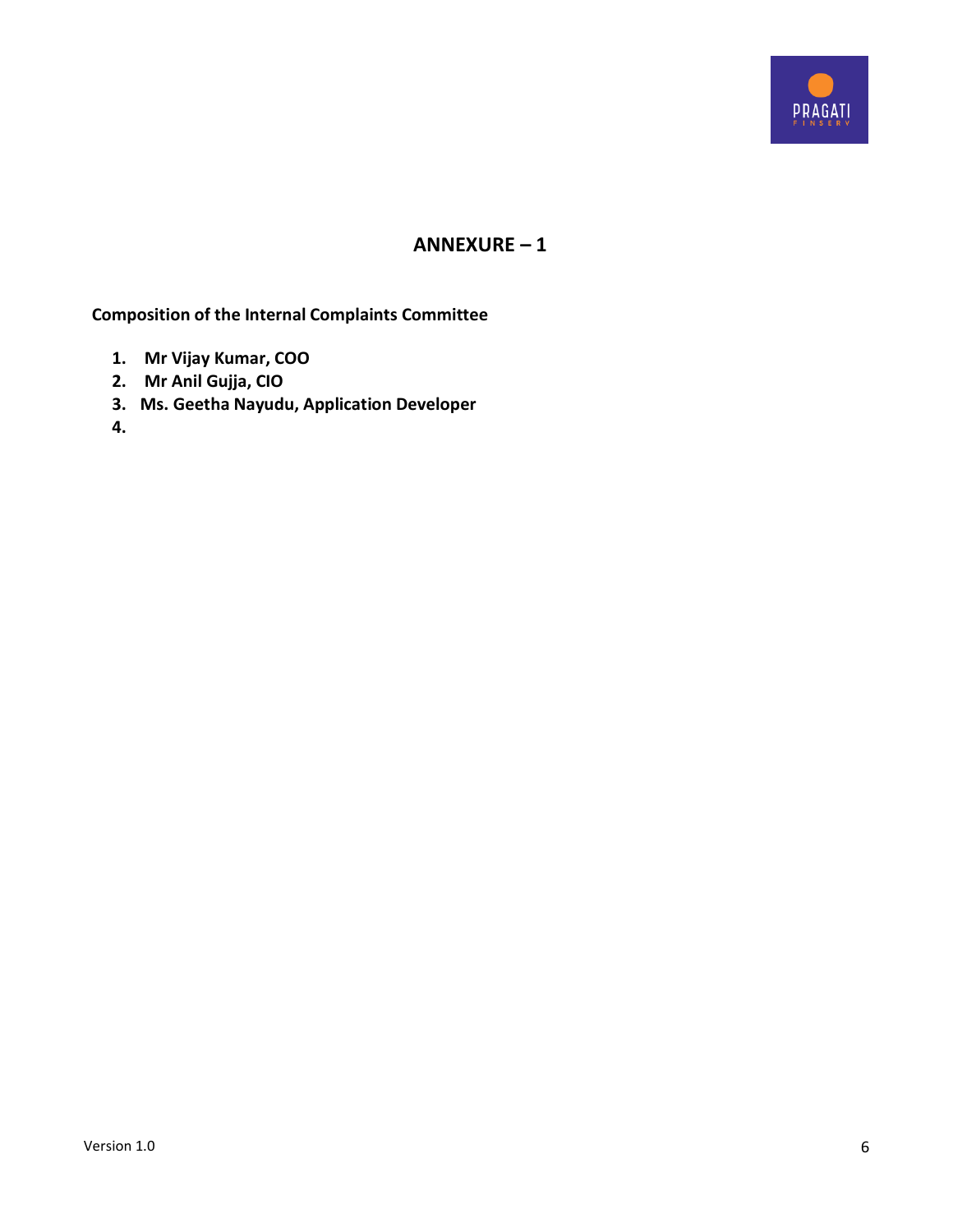# ANNEXURE – 1

**Composition of the Internal Complaints Committee**

1. **Mr Vijay Kumar, COO**
2. **Mr Anil Gujja, CIO**
3. **Ms. Geetha Nayudu, Application Developer**
4.